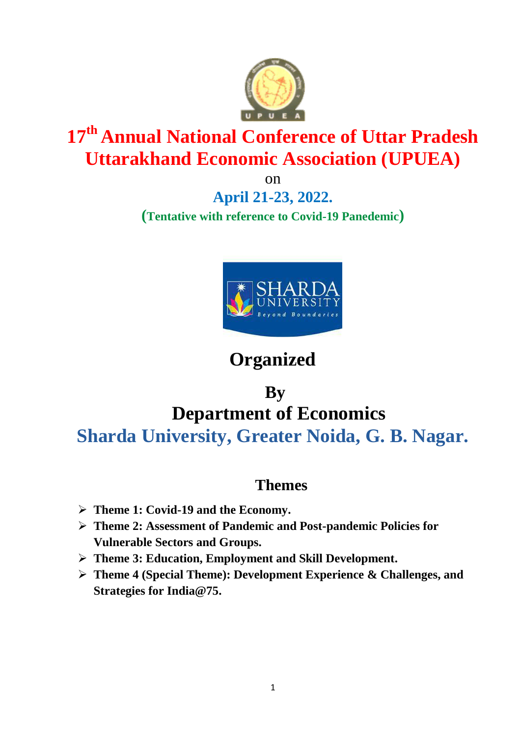# 17th Annual National Conference of Uttar Pradesh Uttarakhand Economic Association (UPUEA)

on

**April 21-23, 2022.**

**(Tentative with reference to Covid-19 Panedemic)**

## Organized

## By

## Department of Economics

## Sharda University, Greater Noida, G. B. Nagar.

### Themes

- **Theme 1: Covid-19 and the Economy.**
- **Theme 2: Assessment of Pandemic and Post-pandemic Policies for Vulnerable Sectors and Groups.**
- **Theme 3: Education, Employment and Skill Development.**
- **Theme 4 (Special Theme): Development Experience & Challenges, and Strategies for India@75.**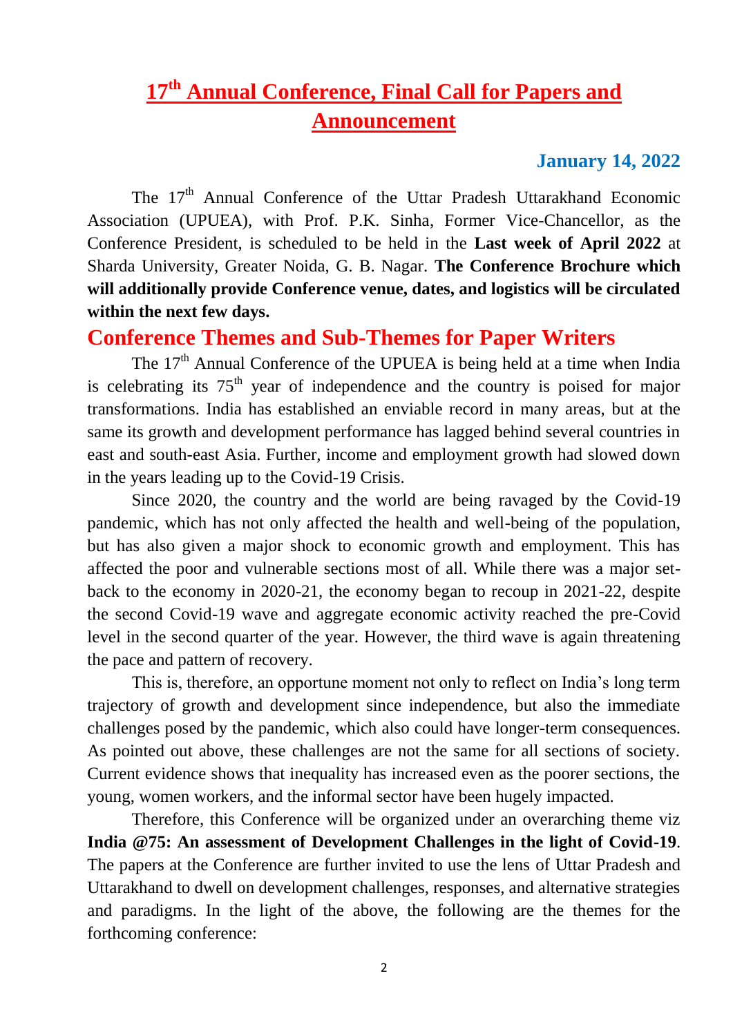# 17th Annual Conference, Final Call for Papers and Announcement

**January 14, 2022**

The 17th Annual Conference of the Uttar Pradesh Uttarakhand Economic Association (UPUEA), with Prof. P.K. Sinha, Former Vice-Chancellor, as the Conference President, is scheduled to be held in the **Last week of April 2022** at Sharda University, Greater Noida, G. B. Nagar. **The Conference Brochure which will additionally provide Conference venue, dates, and logistics will be circulated within the next few days.**

## Conference Themes and Sub-Themes for Paper Writers

The 17th Annual Conference of the UPUEA is being held at a time when India is celebrating its 75th year of independence and the country is poised for major transformations. India has established an enviable record in many areas, but at the same its growth and development performance has lagged behind several countries in east and south-east Asia. Further, income and employment growth had slowed down in the years leading up to the Covid-19 Crisis.

Since 2020, the country and the world are being ravaged by the Covid-19 pandemic, which has not only affected the health and well-being of the population, but has also given a major shock to economic growth and employment. This has affected the poor and vulnerable sections most of all. While there was a major set-back to the economy in 2020-21, the economy began to recoup in 2021-22, despite the second Covid-19 wave and aggregate economic activity reached the pre-Covid level in the second quarter of the year. However, the third wave is again threatening the pace and pattern of recovery.

This is, therefore, an opportune moment not only to reflect on India's long term trajectory of growth and development since independence, but also the immediate challenges posed by the pandemic, which also could have longer-term consequences. As pointed out above, these challenges are not the same for all sections of society. Current evidence shows that inequality has increased even as the poorer sections, the young, women workers, and the informal sector have been hugely impacted.

Therefore, this Conference will be organized under an overarching theme viz **India @75: An assessment of Development Challenges in the light of Covid-19**. The papers at the Conference are further invited to use the lens of Uttar Pradesh and Uttarakhand to dwell on development challenges, responses, and alternative strategies and paradigms. In the light of the above, the following are the themes for the forthcoming conference: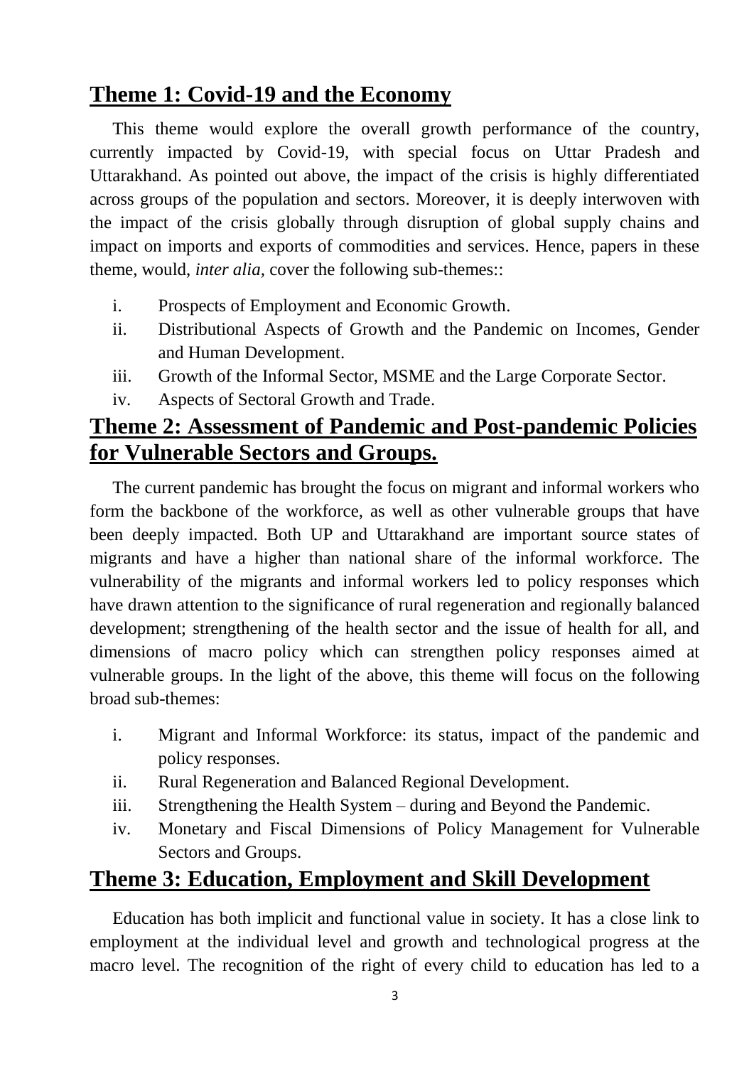## Theme 1: Covid-19 and the Economy

This theme would explore the overall growth performance of the country, currently impacted by Covid-19, with special focus on Uttar Pradesh and Uttarakhand. As pointed out above, the impact of the crisis is highly differentiated across groups of the population and sectors. Moreover, it is deeply interwoven with the impact of the crisis globally through disruption of global supply chains and impact on imports and exports of commodities and services. Hence, papers in these theme, would, *inter alia*, cover the following sub-themes::

i. Prospects of Employment and Economic Growth.
ii. Distributional Aspects of Growth and the Pandemic on Incomes, Gender and Human Development.
iii. Growth of the Informal Sector, MSME and the Large Corporate Sector.
iv. Aspects of Sectoral Growth and Trade.

## Theme 2: Assessment of Pandemic and Post-pandemic Policies for Vulnerable Sectors and Groups.

The current pandemic has brought the focus on migrant and informal workers who form the backbone of the workforce, as well as other vulnerable groups that have been deeply impacted. Both UP and Uttarakhand are important source states of migrants and have a higher than national share of the informal workforce. The vulnerability of the migrants and informal workers led to policy responses which have drawn attention to the significance of rural regeneration and regionally balanced development; strengthening of the health sector and the issue of health for all, and dimensions of macro policy which can strengthen policy responses aimed at vulnerable groups. In the light of the above, this theme will focus on the following broad sub-themes:

i. Migrant and Informal Workforce: its status, impact of the pandemic and policy responses.
ii. Rural Regeneration and Balanced Regional Development.
iii. Strengthening the Health System – during and Beyond the Pandemic.
iv. Monetary and Fiscal Dimensions of Policy Management for Vulnerable Sectors and Groups.

## Theme 3: Education, Employment and Skill Development

Education has both implicit and functional value in society. It has a close link to employment at the individual level and growth and technological progress at the macro level. The recognition of the right of every child to education has led to a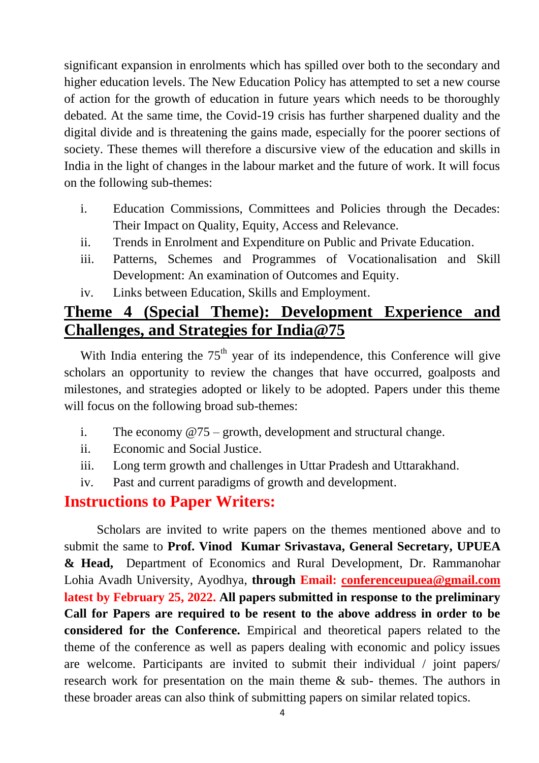significant expansion in enrolments which has spilled over both to the secondary and higher education levels. The New Education Policy has attempted to set a new course of action for the growth of education in future years which needs to be thoroughly debated. At the same time, the Covid-19 crisis has further sharpened duality and the digital divide and is threatening the gains made, especially for the poorer sections of society. These themes will therefore a discursive view of the education and skills in India in the light of changes in the labour market and the future of work. It will focus on the following sub-themes:

i. Education Commissions, Committees and Policies through the Decades: Their Impact on Quality, Equity, Access and Relevance.
ii. Trends in Enrolment and Expenditure on Public and Private Education.
iii. Patterns, Schemes and Programmes of Vocationalisation and Skill Development: An examination of Outcomes and Equity.
iv. Links between Education, Skills and Employment.

## Theme 4 (Special Theme): Development Experience and Challenges, and Strategies for India@75

With India entering the 75th year of its independence, this Conference will give scholars an opportunity to review the changes that have occurred, goalposts and milestones, and strategies adopted or likely to be adopted. Papers under this theme will focus on the following broad sub-themes:

i. The economy @75 – growth, development and structural change.
ii. Economic and Social Justice.
iii. Long term growth and challenges in Uttar Pradesh and Uttarakhand.
iv. Past and current paradigms of growth and development.

## Instructions to Paper Writers:

Scholars are invited to write papers on the themes mentioned above and to submit the same to **Prof. Vinod Kumar Srivastava, General Secretary, UPUEA & Head,** Department of Economics and Rural Development, Dr. Rammanohar Lohia Avadh University, Ayodhya, **through Email: conferenceupuea@gmail.com latest by February 25, 2022. All papers submitted in response to the preliminary Call for Papers are required to be resent to the above address in order to be considered for the Conference.** Empirical and theoretical papers related to the theme of the conference as well as papers dealing with economic and policy issues are welcome. Participants are invited to submit their individual / joint papers/ research work for presentation on the main theme & sub- themes. The authors in these broader areas can also think of submitting papers on similar related topics.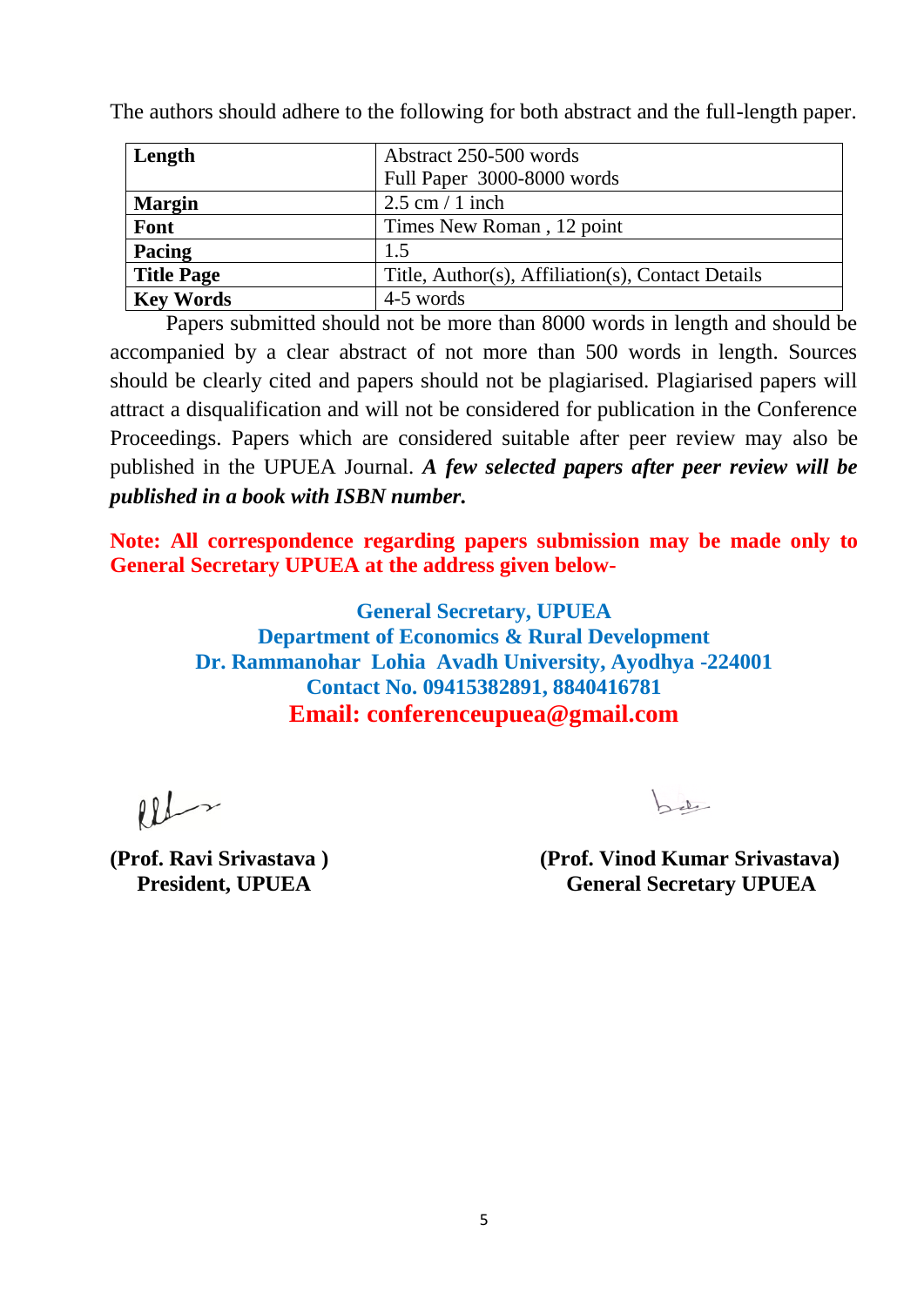The authors should adhere to the following for both abstract and the full-length paper.

| | |
|---|---|
| **Length** | Abstract 250-500 words<br>Full Paper 3000-8000 words |
| **Margin** | 2.5 cm / 1 inch |
| **Font** | Times New Roman , 12 point |
| **Pacing** | 1.5 |
| **Title Page** | Title, Author(s), Affiliation(s), Contact Details |
| **Key Words** | 4-5 words |

Papers submitted should not be more than 8000 words in length and should be accompanied by a clear abstract of not more than 500 words in length. Sources should be clearly cited and papers should not be plagiarised. Plagiarised papers will attract a disqualification and will not be considered for publication in the Conference Proceedings. Papers which are considered suitable after peer review may also be published in the UPUEA Journal. ***A few selected papers after peer review will be published in a book with ISBN number.***

**Note: All correspondence regarding papers submission may be made only to General Secretary UPUEA at the address given below-**

**General Secretary, UPUEA**
**Department of Economics & Rural Development**
**Dr. Rammanohar Lohia Avadh University, Ayodhya -224001**
**Contact No. 09415382891, 8840416781**
**Email: conferenceupuea@gmail.com**

**(Prof. Ravi Srivastava )**
**President, UPUEA**

**(Prof. Vinod Kumar Srivastava)**
**General Secretary UPUEA**